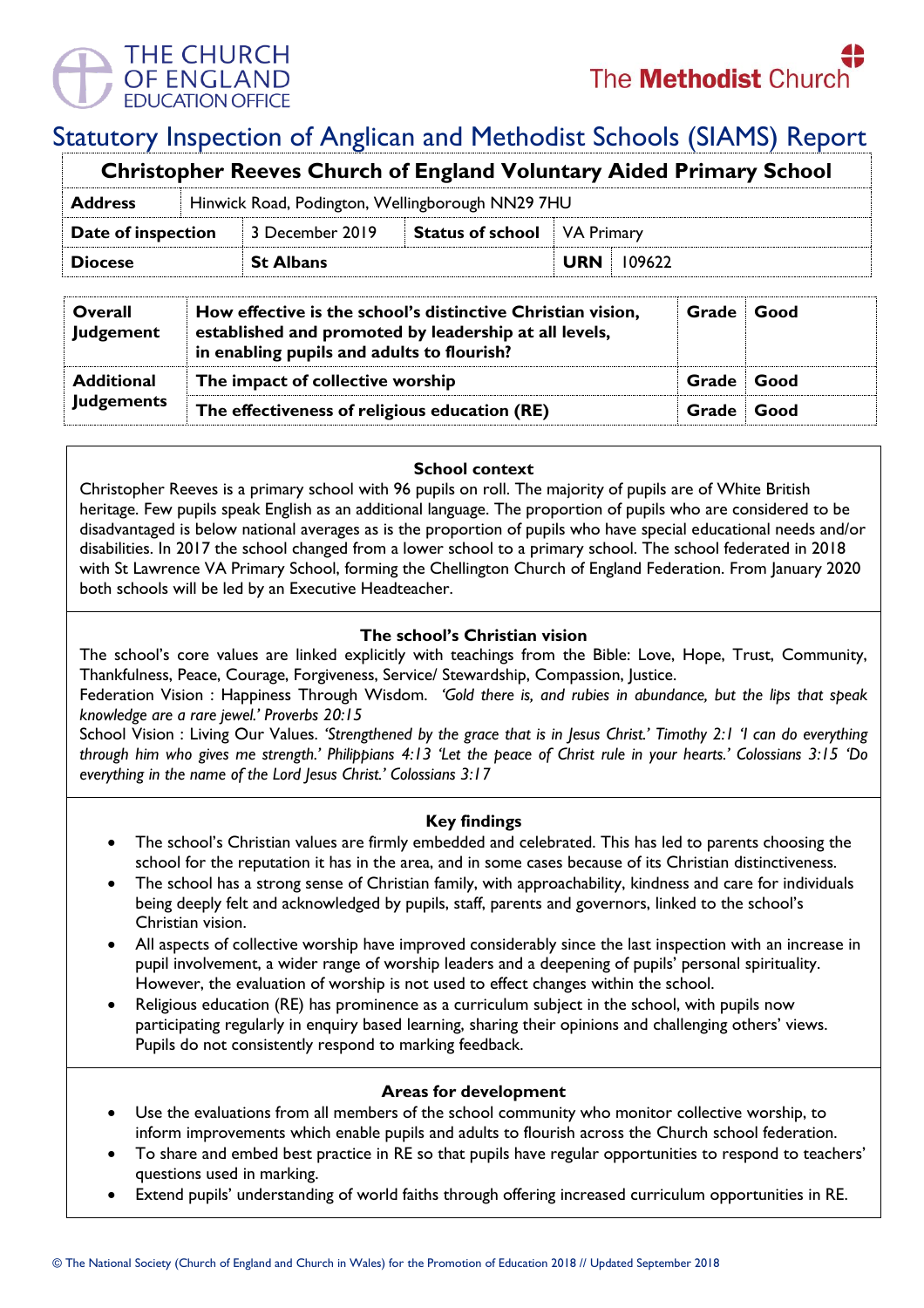# Statutory Inspection of Anglican and Methodist Schools (SIAMS) Report

| Christopher Reeves Church of England Voluntary Aided Primary School | | | | | |
|---|---|---|---|---|---|
| **Address** | Hinwick Road, Podington, Wellingborough NN29 7HU | | | | |
| **Date of inspection** | 3 December 2019 | **Status of school** | VA Primary | | |
| **Diocese** | **St Albans** | | **URN** | 109622 | |

| | | | |
|---|---|---|---|
| **Overall Judgement** | **How effective is the school's distinctive Christian vision, established and promoted by leadership at all levels, in enabling pupils and adults to flourish?** | **Grade** | **Good** |
| **Additional Judgements** | **The impact of collective worship** | **Grade** | **Good** |
| | **The effectiveness of religious education (RE)** | **Grade** | **Good** |

## School context

Christopher Reeves is a primary school with 96 pupils on roll. The majority of pupils are of White British heritage. Few pupils speak English as an additional language. The proportion of pupils who are considered to be disadvantaged is below national averages as is the proportion of pupils who have special educational needs and/or disabilities. In 2017 the school changed from a lower school to a primary school. The school federated in 2018 with St Lawrence VA Primary School, forming the Chellington Church of England Federation. From January 2020 both schools will be led by an Executive Headteacher.

## The school's Christian vision

The school's core values are linked explicitly with teachings from the Bible: Love, Hope, Trust, Community, Thankfulness, Peace, Courage, Forgiveness, Service/ Stewardship, Compassion, Justice.

Federation Vision : Happiness Through Wisdom. *'Gold there is, and rubies in abundance, but the lips that speak knowledge are a rare jewel.' Proverbs 20:15*

School Vision : Living Our Values. *'Strengthened by the grace that is in Jesus Christ.' Timothy 2:1 'I can do everything through him who gives me strength.' Philippians 4:13 'Let the peace of Christ rule in your hearts.' Colossians 3:15 'Do everything in the name of the Lord Jesus Christ.' Colossians 3:17*

## Key findings

- The school's Christian values are firmly embedded and celebrated. This has led to parents choosing the school for the reputation it has in the area, and in some cases because of its Christian distinctiveness.
- The school has a strong sense of Christian family, with approachability, kindness and care for individuals being deeply felt and acknowledged by pupils, staff, parents and governors, linked to the school's Christian vision.
- All aspects of collective worship have improved considerably since the last inspection with an increase in pupil involvement, a wider range of worship leaders and a deepening of pupils' personal spirituality. However, the evaluation of worship is not used to effect changes within the school.
- Religious education (RE) has prominence as a curriculum subject in the school, with pupils now participating regularly in enquiry based learning, sharing their opinions and challenging others' views. Pupils do not consistently respond to marking feedback.

## Areas for development

- Use the evaluations from all members of the school community who monitor collective worship, to inform improvements which enable pupils and adults to flourish across the Church school federation.
- To share and embed best practice in RE so that pupils have regular opportunities to respond to teachers' questions used in marking.
- Extend pupils' understanding of world faiths through offering increased curriculum opportunities in RE.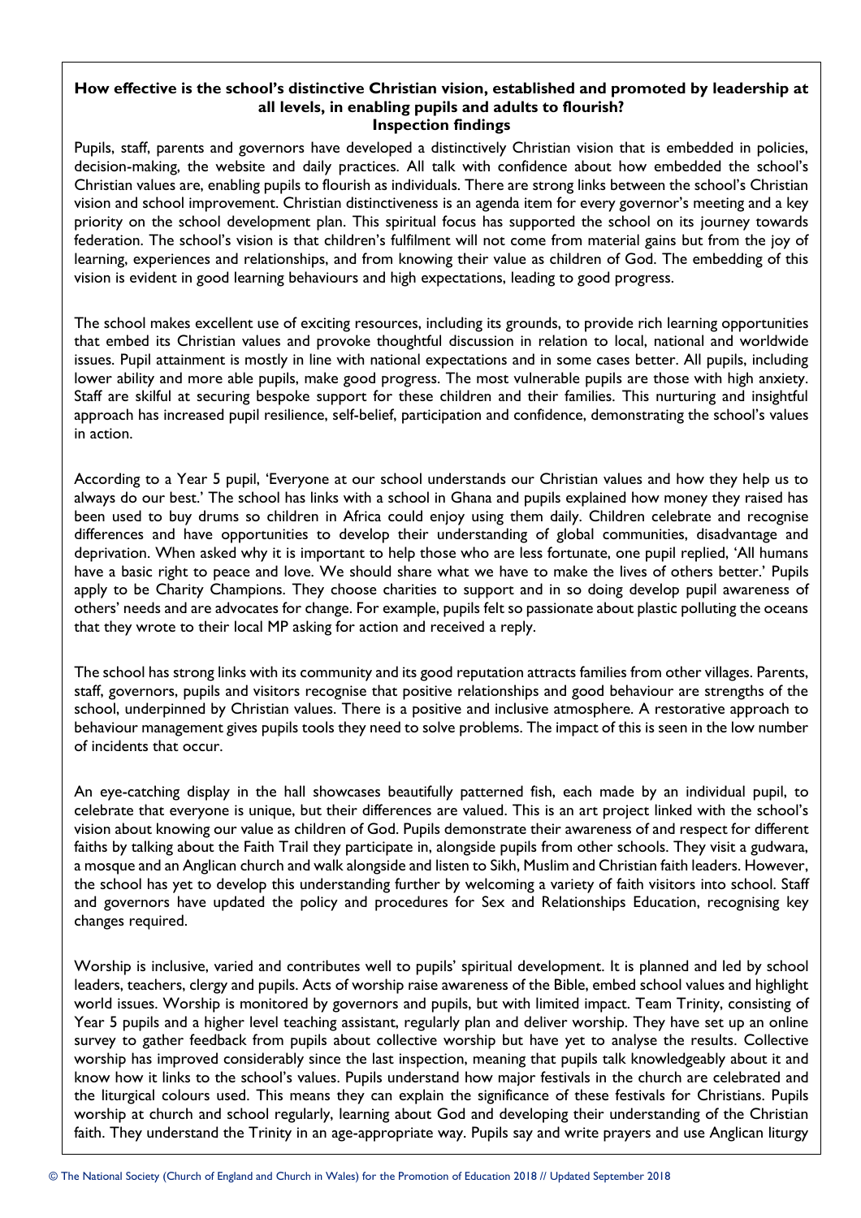**How effective is the school's distinctive Christian vision, established and promoted by leadership at all levels, in enabling pupils and adults to flourish?**

**Inspection findings**

Pupils, staff, parents and governors have developed a distinctively Christian vision that is embedded in policies, decision-making, the website and daily practices. All talk with confidence about how embedded the school's Christian values are, enabling pupils to flourish as individuals. There are strong links between the school's Christian vision and school improvement. Christian distinctiveness is an agenda item for every governor's meeting and a key priority on the school development plan. This spiritual focus has supported the school on its journey towards federation. The school's vision is that children's fulfilment will not come from material gains but from the joy of learning, experiences and relationships, and from knowing their value as children of God. The embedding of this vision is evident in good learning behaviours and high expectations, leading to good progress.

The school makes excellent use of exciting resources, including its grounds, to provide rich learning opportunities that embed its Christian values and provoke thoughtful discussion in relation to local, national and worldwide issues. Pupil attainment is mostly in line with national expectations and in some cases better. All pupils, including lower ability and more able pupils, make good progress. The most vulnerable pupils are those with high anxiety. Staff are skilful at securing bespoke support for these children and their families. This nurturing and insightful approach has increased pupil resilience, self-belief, participation and confidence, demonstrating the school's values in action.

According to a Year 5 pupil, 'Everyone at our school understands our Christian values and how they help us to always do our best.' The school has links with a school in Ghana and pupils explained how money they raised has been used to buy drums so children in Africa could enjoy using them daily. Children celebrate and recognise differences and have opportunities to develop their understanding of global communities, disadvantage and deprivation. When asked why it is important to help those who are less fortunate, one pupil replied, 'All humans have a basic right to peace and love. We should share what we have to make the lives of others better.' Pupils apply to be Charity Champions. They choose charities to support and in so doing develop pupil awareness of others' needs and are advocates for change. For example, pupils felt so passionate about plastic polluting the oceans that they wrote to their local MP asking for action and received a reply.

The school has strong links with its community and its good reputation attracts families from other villages. Parents, staff, governors, pupils and visitors recognise that positive relationships and good behaviour are strengths of the school, underpinned by Christian values. There is a positive and inclusive atmosphere. A restorative approach to behaviour management gives pupils tools they need to solve problems. The impact of this is seen in the low number of incidents that occur.

An eye-catching display in the hall showcases beautifully patterned fish, each made by an individual pupil, to celebrate that everyone is unique, but their differences are valued. This is an art project linked with the school's vision about knowing our value as children of God. Pupils demonstrate their awareness of and respect for different faiths by talking about the Faith Trail they participate in, alongside pupils from other schools. They visit a gudwara, a mosque and an Anglican church and walk alongside and listen to Sikh, Muslim and Christian faith leaders. However, the school has yet to develop this understanding further by welcoming a variety of faith visitors into school. Staff and governors have updated the policy and procedures for Sex and Relationships Education, recognising key changes required.

Worship is inclusive, varied and contributes well to pupils' spiritual development. It is planned and led by school leaders, teachers, clergy and pupils. Acts of worship raise awareness of the Bible, embed school values and highlight world issues. Worship is monitored by governors and pupils, but with limited impact. Team Trinity, consisting of Year 5 pupils and a higher level teaching assistant, regularly plan and deliver worship. They have set up an online survey to gather feedback from pupils about collective worship but have yet to analyse the results. Collective worship has improved considerably since the last inspection, meaning that pupils talk knowledgeably about it and know how it links to the school's values. Pupils understand how major festivals in the church are celebrated and the liturgical colours used. This means they can explain the significance of these festivals for Christians. Pupils worship at church and school regularly, learning about God and developing their understanding of the Christian faith. They understand the Trinity in an age-appropriate way. Pupils say and write prayers and use Anglican liturgy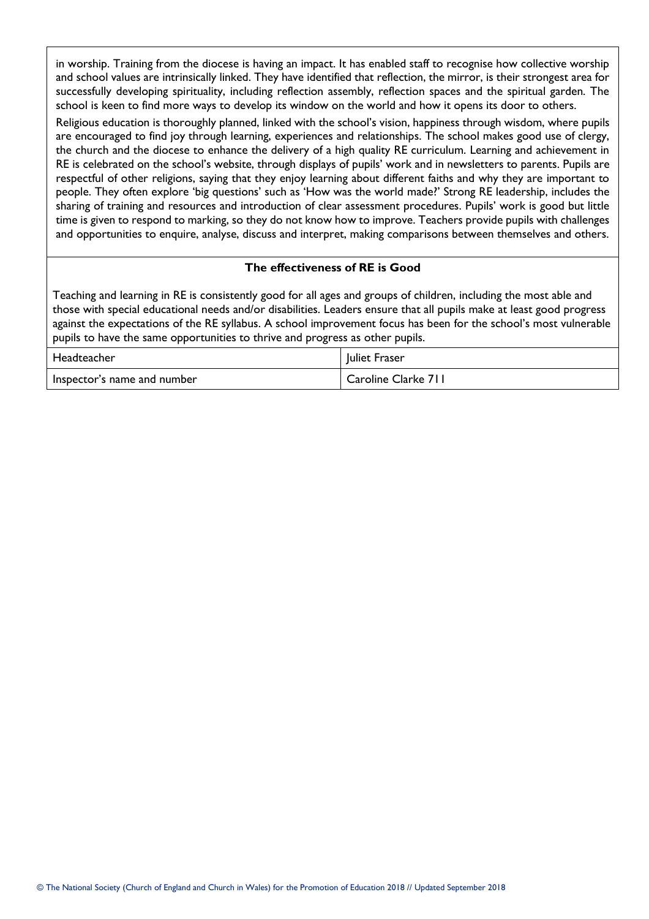in worship. Training from the diocese is having an impact. It has enabled staff to recognise how collective worship and school values are intrinsically linked. They have identified that reflection, the mirror, is their strongest area for successfully developing spirituality, including reflection assembly, reflection spaces and the spiritual garden. The school is keen to find more ways to develop its window on the world and how it opens its door to others.

Religious education is thoroughly planned, linked with the school's vision, happiness through wisdom, where pupils are encouraged to find joy through learning, experiences and relationships. The school makes good use of clergy, the church and the diocese to enhance the delivery of a high quality RE curriculum. Learning and achievement in RE is celebrated on the school's website, through displays of pupils' work and in newsletters to parents. Pupils are respectful of other religions, saying that they enjoy learning about different faiths and why they are important to people. They often explore 'big questions' such as 'How was the world made?' Strong RE leadership, includes the sharing of training and resources and introduction of clear assessment procedures. Pupils' work is good but little time is given to respond to marking, so they do not know how to improve. Teachers provide pupils with challenges and opportunities to enquire, analyse, discuss and interpret, making comparisons between themselves and others.

**The effectiveness of RE is Good**

Teaching and learning in RE is consistently good for all ages and groups of children, including the most able and those with special educational needs and/or disabilities. Leaders ensure that all pupils make at least good progress against the expectations of the RE syllabus. A school improvement focus has been for the school's most vulnerable pupils to have the same opportunities to thrive and progress as other pupils.

| | |
|---|---|
| Headteacher | Juliet Fraser |
| Inspector's name and number | Caroline Clarke 711 |